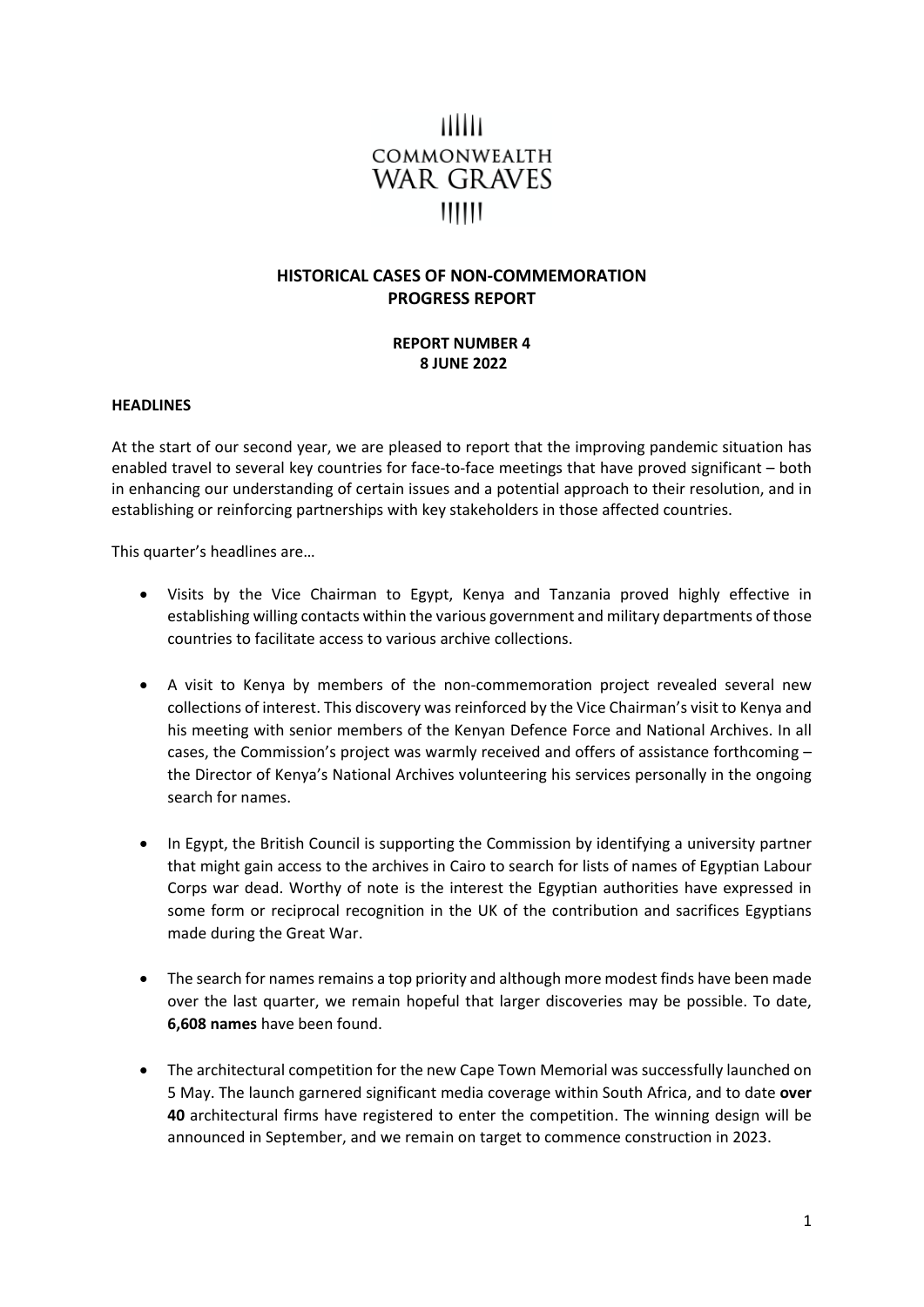COMMONWEALTH
WAR GRAVES

# HISTORICAL CASES OF NON-COMMEMORATION PROGRESS REPORT

**REPORT NUMBER 4**
**8 JUNE 2022**

## HEADLINES

At the start of our second year, we are pleased to report that the improving pandemic situation has enabled travel to several key countries for face-to-face meetings that have proved significant – both in enhancing our understanding of certain issues and a potential approach to their resolution, and in establishing or reinforcing partnerships with key stakeholders in those affected countries.

This quarter's headlines are…

- Visits by the Vice Chairman to Egypt, Kenya and Tanzania proved highly effective in establishing willing contacts within the various government and military departments of those countries to facilitate access to various archive collections.

- A visit to Kenya by members of the non-commemoration project revealed several new collections of interest. This discovery was reinforced by the Vice Chairman's visit to Kenya and his meeting with senior members of the Kenyan Defence Force and National Archives. In all cases, the Commission's project was warmly received and offers of assistance forthcoming – the Director of Kenya's National Archives volunteering his services personally in the ongoing search for names.

- In Egypt, the British Council is supporting the Commission by identifying a university partner that might gain access to the archives in Cairo to search for lists of names of Egyptian Labour Corps war dead. Worthy of note is the interest the Egyptian authorities have expressed in some form or reciprocal recognition in the UK of the contribution and sacrifices Egyptians made during the Great War.

- The search for names remains a top priority and although more modest finds have been made over the last quarter, we remain hopeful that larger discoveries may be possible. To date, **6,608 names** have been found.

- The architectural competition for the new Cape Town Memorial was successfully launched on 5 May. The launch garnered significant media coverage within South Africa, and to date **over 40** architectural firms have registered to enter the competition. The winning design will be announced in September, and we remain on target to commence construction in 2023.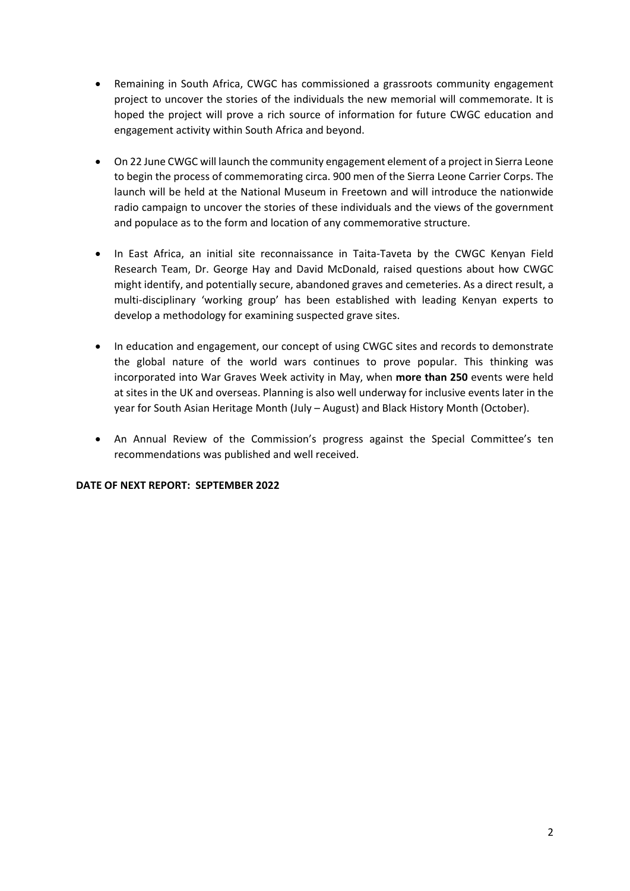- Remaining in South Africa, CWGC has commissioned a grassroots community engagement project to uncover the stories of the individuals the new memorial will commemorate. It is hoped the project will prove a rich source of information for future CWGC education and engagement activity within South Africa and beyond.

- On 22 June CWGC will launch the community engagement element of a project in Sierra Leone to begin the process of commemorating circa. 900 men of the Sierra Leone Carrier Corps. The launch will be held at the National Museum in Freetown and will introduce the nationwide radio campaign to uncover the stories of these individuals and the views of the government and populace as to the form and location of any commemorative structure.

- In East Africa, an initial site reconnaissance in Taita-Taveta by the CWGC Kenyan Field Research Team, Dr. George Hay and David McDonald, raised questions about how CWGC might identify, and potentially secure, abandoned graves and cemeteries. As a direct result, a multi-disciplinary 'working group' has been established with leading Kenyan experts to develop a methodology for examining suspected grave sites.

- In education and engagement, our concept of using CWGC sites and records to demonstrate the global nature of the world wars continues to prove popular. This thinking was incorporated into War Graves Week activity in May, when **more than 250** events were held at sites in the UK and overseas. Planning is also well underway for inclusive events later in the year for South Asian Heritage Month (July – August) and Black History Month (October).

- An Annual Review of the Commission's progress against the Special Committee's ten recommendations was published and well received.

**DATE OF NEXT REPORT: SEPTEMBER 2022**